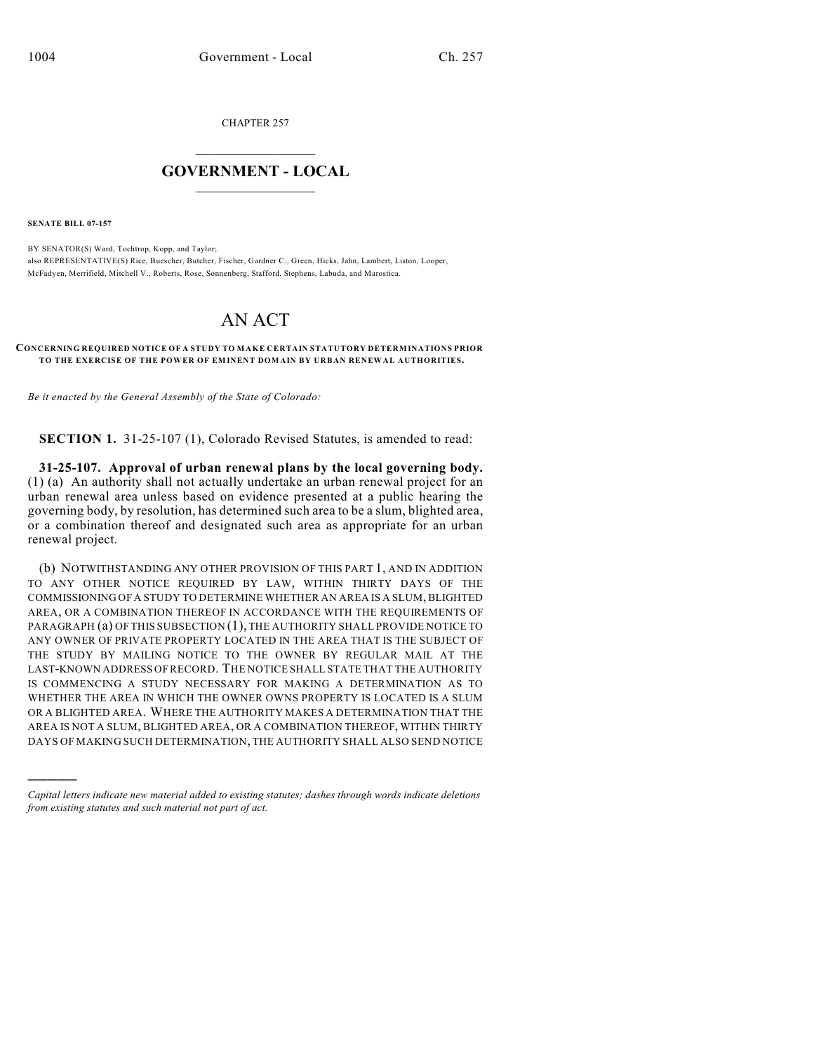CHAPTER 257

# GOVERNMENT - LOCAL

**SENATE BILL 07-157**

BY SENATOR(S) Ward, Tochtrop, Kopp, and Taylor;
also REPRESENTATIVE(S) Rice, Buescher, Butcher, Fischer, Gardner C., Green, Hicks, Jahn, Lambert, Liston, Looper, McFadyen, Merrifield, Mitchell V., Roberts, Rose, Sonnenberg, Stafford, Stephens, Labuda, and Marostica.

# AN ACT

**CONCERNING REQUIRED NOTICE OF A STUDY TO MAKE CERTAIN STATUTORY DETERMINATIONS PRIOR TO THE EXERCISE OF THE POWER OF EMINENT DOMAIN BY URBAN RENEWAL AUTHORITIES.**

*Be it enacted by the General Assembly of the State of Colorado:*

**SECTION 1.** 31-25-107 (1), Colorado Revised Statutes, is amended to read:

**31-25-107. Approval of urban renewal plans by the local governing body.** (1) (a) An authority shall not actually undertake an urban renewal project for an urban renewal area unless based on evidence presented at a public hearing the governing body, by resolution, has determined such area to be a slum, blighted area, or a combination thereof and designated such area as appropriate for an urban renewal project.

(b) NOTWITHSTANDING ANY OTHER PROVISION OF THIS PART 1, AND IN ADDITION TO ANY OTHER NOTICE REQUIRED BY LAW, WITHIN THIRTY DAYS OF THE COMMISSIONING OF A STUDY TO DETERMINE WHETHER AN AREA IS A SLUM, BLIGHTED AREA, OR A COMBINATION THEREOF IN ACCORDANCE WITH THE REQUIREMENTS OF PARAGRAPH (a) OF THIS SUBSECTION (1), THE AUTHORITY SHALL PROVIDE NOTICE TO ANY OWNER OF PRIVATE PROPERTY LOCATED IN THE AREA THAT IS THE SUBJECT OF THE STUDY BY MAILING NOTICE TO THE OWNER BY REGULAR MAIL AT THE LAST-KNOWN ADDRESS OF RECORD. THE NOTICE SHALL STATE THAT THE AUTHORITY IS COMMENCING A STUDY NECESSARY FOR MAKING A DETERMINATION AS TO WHETHER THE AREA IN WHICH THE OWNER OWNS PROPERTY IS LOCATED IS A SLUM OR A BLIGHTED AREA. WHERE THE AUTHORITY MAKES A DETERMINATION THAT THE AREA IS NOT A SLUM, BLIGHTED AREA, OR A COMBINATION THEREOF, WITHIN THIRTY DAYS OF MAKING SUCH DETERMINATION, THE AUTHORITY SHALL ALSO SEND NOTICE

---

*Capital letters indicate new material added to existing statutes; dashes through words indicate deletions from existing statutes and such material not part of act.*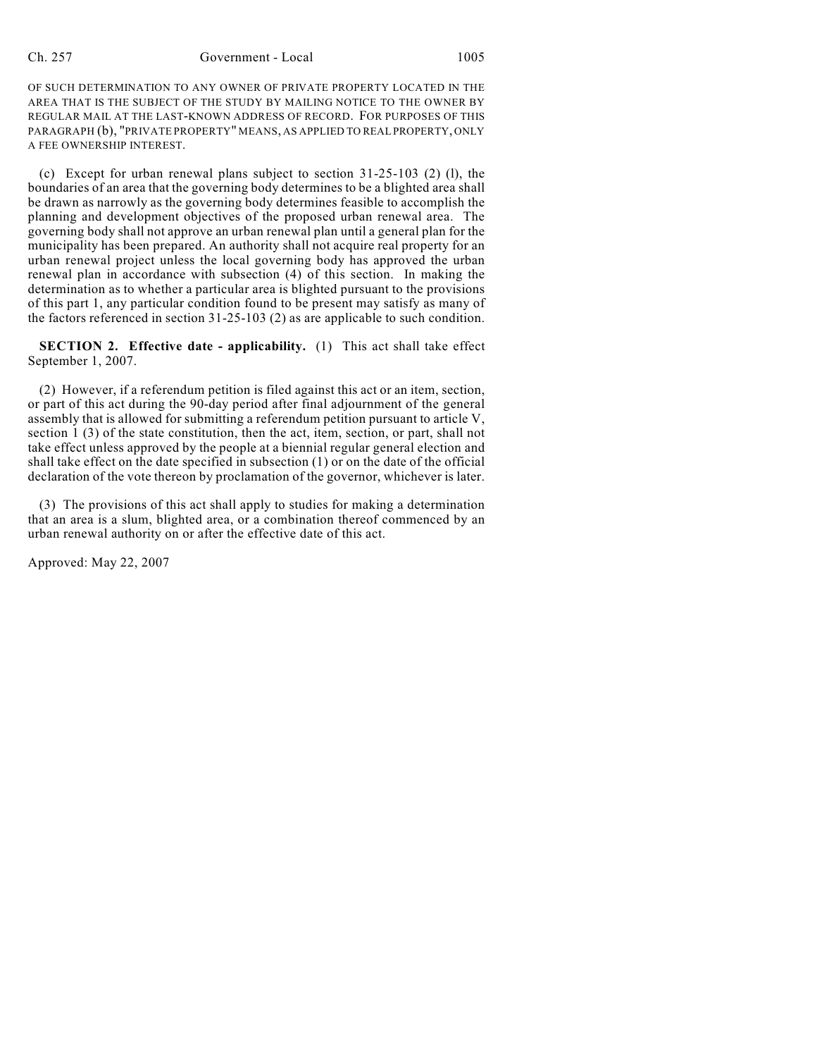OF SUCH DETERMINATION TO ANY OWNER OF PRIVATE PROPERTY LOCATED IN THE AREA THAT IS THE SUBJECT OF THE STUDY BY MAILING NOTICE TO THE OWNER BY REGULAR MAIL AT THE LAST-KNOWN ADDRESS OF RECORD. FOR PURPOSES OF THIS PARAGRAPH (b), "PRIVATE PROPERTY" MEANS, AS APPLIED TO REAL PROPERTY, ONLY A FEE OWNERSHIP INTEREST.

(c) Except for urban renewal plans subject to section 31-25-103 (2) (l), the boundaries of an area that the governing body determines to be a blighted area shall be drawn as narrowly as the governing body determines feasible to accomplish the planning and development objectives of the proposed urban renewal area. The governing body shall not approve an urban renewal plan until a general plan for the municipality has been prepared. An authority shall not acquire real property for an urban renewal project unless the local governing body has approved the urban renewal plan in accordance with subsection (4) of this section. In making the determination as to whether a particular area is blighted pursuant to the provisions of this part 1, any particular condition found to be present may satisfy as many of the factors referenced in section 31-25-103 (2) as are applicable to such condition.

**SECTION 2. Effective date - applicability.** (1) This act shall take effect September 1, 2007.

(2) However, if a referendum petition is filed against this act or an item, section, or part of this act during the 90-day period after final adjournment of the general assembly that is allowed for submitting a referendum petition pursuant to article V, section 1 (3) of the state constitution, then the act, item, section, or part, shall not take effect unless approved by the people at a biennial regular general election and shall take effect on the date specified in subsection (1) or on the date of the official declaration of the vote thereon by proclamation of the governor, whichever is later.

(3) The provisions of this act shall apply to studies for making a determination that an area is a slum, blighted area, or a combination thereof commenced by an urban renewal authority on or after the effective date of this act.

Approved: May 22, 2007